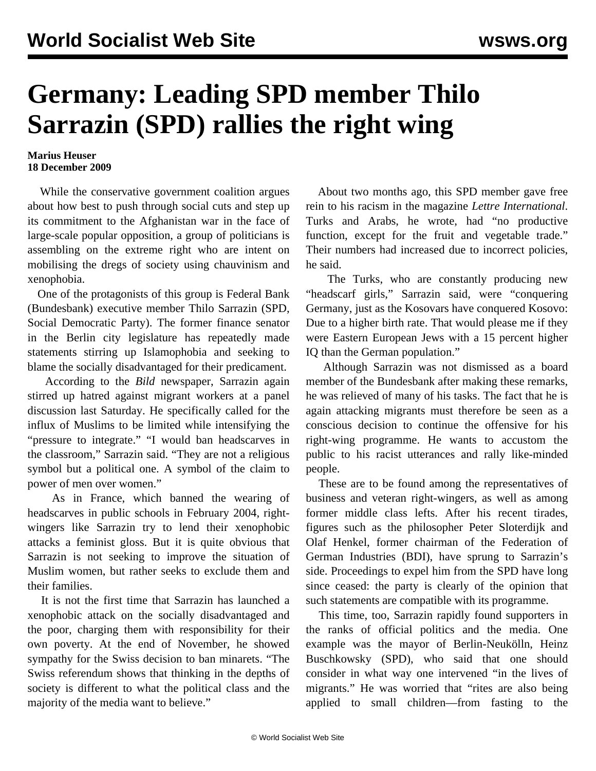# Germany: Leading SPD member Thilo Sarrazin (SPD) rallies the right wing

**Marius Heuser**
**18 December 2009**

While the conservative government coalition argues about how best to push through social cuts and step up its commitment to the Afghanistan war in the face of large-scale popular opposition, a group of politicians is assembling on the extreme right who are intent on mobilising the dregs of society using chauvinism and xenophobia.

One of the protagonists of this group is Federal Bank (Bundesbank) executive member Thilo Sarrazin (SPD, Social Democratic Party). The former finance senator in the Berlin city legislature has repeatedly made statements stirring up Islamophobia and seeking to blame the socially disadvantaged for their predicament.

According to the *Bild* newspaper, Sarrazin again stirred up hatred against migrant workers at a panel discussion last Saturday. He specifically called for the influx of Muslims to be limited while intensifying the "pressure to integrate." "I would ban headscarves in the classroom," Sarrazin said. "They are not a religious symbol but a political one. A symbol of the claim to power of men over women."

As in France, which banned the wearing of headscarves in public schools in February 2004, right-wingers like Sarrazin try to lend their xenophobic attacks a feminist gloss. But it is quite obvious that Sarrazin is not seeking to improve the situation of Muslim women, but rather seeks to exclude them and their families.

It is not the first time that Sarrazin has launched a xenophobic attack on the socially disadvantaged and the poor, charging them with responsibility for their own poverty. At the end of November, he showed sympathy for the Swiss decision to ban minarets. "The Swiss referendum shows that thinking in the depths of society is different to what the political class and the majority of the media want to believe."

About two months ago, this SPD member gave free rein to his racism in the magazine *Lettre International*. Turks and Arabs, he wrote, had "no productive function, except for the fruit and vegetable trade." Their numbers had increased due to incorrect policies, he said.

The Turks, who are constantly producing new "headscarf girls," Sarrazin said, were "conquering Germany, just as the Kosovars have conquered Kosovo: Due to a higher birth rate. That would please me if they were Eastern European Jews with a 15 percent higher IQ than the German population."

Although Sarrazin was not dismissed as a board member of the Bundesbank after making these remarks, he was relieved of many of his tasks. The fact that he is again attacking migrants must therefore be seen as a conscious decision to continue the offensive for his right-wing programme. He wants to accustom the public to his racist utterances and rally like-minded people.

These are to be found among the representatives of business and veteran right-wingers, as well as among former middle class lefts. After his recent tirades, figures such as the philosopher Peter Sloterdijk and Olaf Henkel, former chairman of the Federation of German Industries (BDI), have sprung to Sarrazin's side. Proceedings to expel him from the SPD have long since ceased: the party is clearly of the opinion that such statements are compatible with its programme.

This time, too, Sarrazin rapidly found supporters in the ranks of official politics and the media. One example was the mayor of Berlin-Neukölln, Heinz Buschkowsky (SPD), who said that one should consider in what way one intervened "in the lives of migrants." He was worried that "rites are also being applied to small children—from fasting to the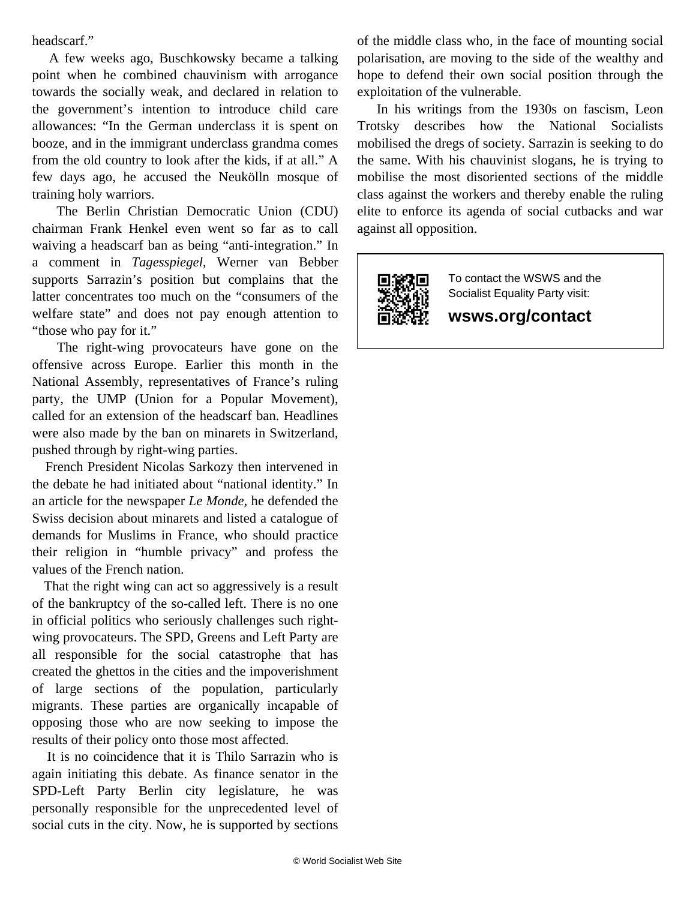headscarf."

A few weeks ago, Buschkowsky became a talking point when he combined chauvinism with arrogance towards the socially weak, and declared in relation to the government's intention to introduce child care allowances: "In the German underclass it is spent on booze, and in the immigrant underclass grandma comes from the old country to look after the kids, if at all." A few days ago, he accused the Neukölln mosque of training holy warriors.

The Berlin Christian Democratic Union (CDU) chairman Frank Henkel even went so far as to call waiving a headscarf ban as being "anti-integration." In a comment in *Tagesspiegel*, Werner van Bebber supports Sarrazin's position but complains that the latter concentrates too much on the "consumers of the welfare state" and does not pay enough attention to "those who pay for it."

The right-wing provocateurs have gone on the offensive across Europe. Earlier this month in the National Assembly, representatives of France's ruling party, the UMP (Union for a Popular Movement), called for an extension of the headscarf ban. Headlines were also made by the ban on minarets in Switzerland, pushed through by right-wing parties.

French President Nicolas Sarkozy then intervened in the debate he had initiated about "national identity." In an article for the newspaper *Le Monde*, he defended the Swiss decision about minarets and listed a catalogue of demands for Muslims in France, who should practice their religion in "humble privacy" and profess the values of the French nation.

That the right wing can act so aggressively is a result of the bankruptcy of the so-called left. There is no one in official politics who seriously challenges such right-wing provocateurs. The SPD, Greens and Left Party are all responsible for the social catastrophe that has created the ghettos in the cities and the impoverishment of large sections of the population, particularly migrants. These parties are organically incapable of opposing those who are now seeking to impose the results of their policy onto those most affected.

It is no coincidence that it is Thilo Sarrazin who is again initiating this debate. As finance senator in the SPD-Left Party Berlin city legislature, he was personally responsible for the unprecedented level of social cuts in the city. Now, he is supported by sections of the middle class who, in the face of mounting social polarisation, are moving to the side of the wealthy and hope to defend their own social position through the exploitation of the vulnerable.

In his writings from the 1930s on fascism, Leon Trotsky describes how the National Socialists mobilised the dregs of society. Sarrazin is seeking to do the same. With his chauvinist slogans, he is trying to mobilise the most disoriented sections of the middle class against the workers and thereby enable the ruling elite to enforce its agenda of social cutbacks and war against all opposition.

To contact the WSWS and the Socialist Equality Party visit:

**wsws.org/contact**